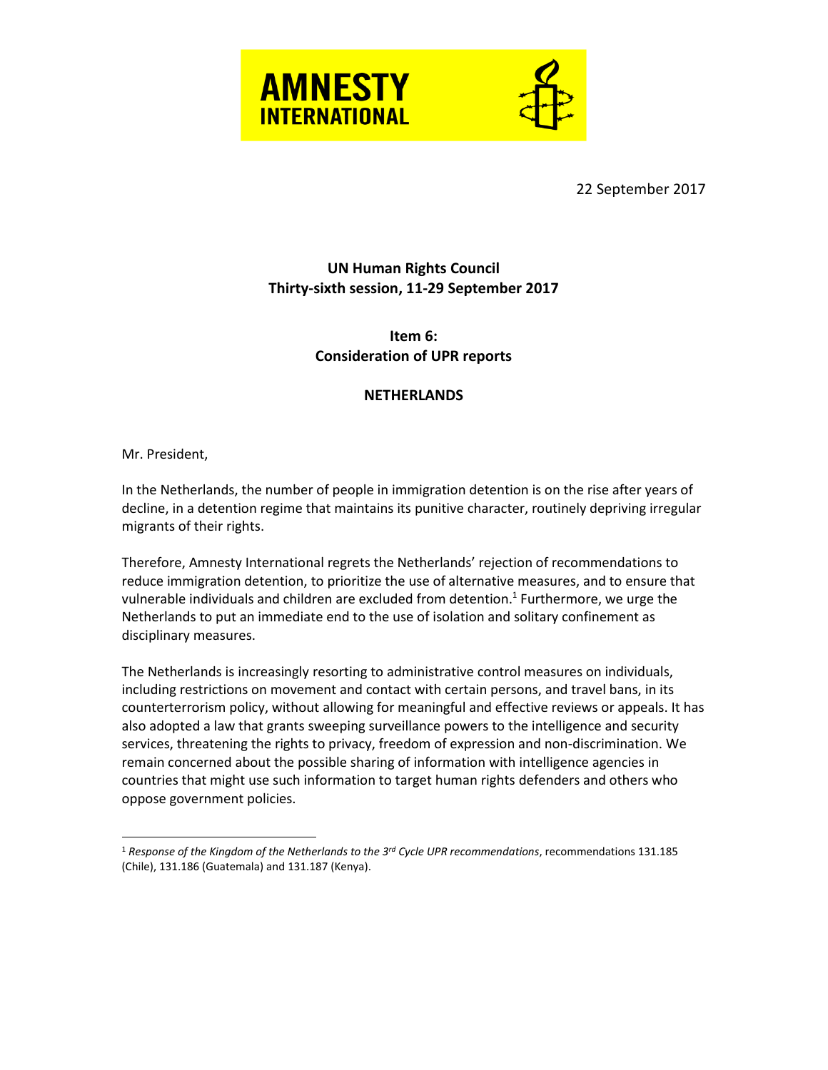**AMNESTY INTERNATIONAL**

22 September 2017

**UN Human Rights Council**
**Thirty-sixth session, 11-29 September 2017**

**Item 6:**
**Consideration of UPR reports**

**NETHERLANDS**

Mr. President,

In the Netherlands, the number of people in immigration detention is on the rise after years of decline, in a detention regime that maintains its punitive character, routinely depriving irregular migrants of their rights.

Therefore, Amnesty International regrets the Netherlands' rejection of recommendations to reduce immigration detention, to prioritize the use of alternative measures, and to ensure that vulnerable individuals and children are excluded from detention.[1] Furthermore, we urge the Netherlands to put an immediate end to the use of isolation and solitary confinement as disciplinary measures.

The Netherlands is increasingly resorting to administrative control measures on individuals, including restrictions on movement and contact with certain persons, and travel bans, in its counterterrorism policy, without allowing for meaningful and effective reviews or appeals. It has also adopted a law that grants sweeping surveillance powers to the intelligence and security services, threatening the rights to privacy, freedom of expression and non-discrimination. We remain concerned about the possible sharing of information with intelligence agencies in countries that might use such information to target human rights defenders and others who oppose government policies.

---

[1] *Response of the Kingdom of the Netherlands to the 3rd Cycle UPR recommendations*, recommendations 131.185 (Chile), 131.186 (Guatemala) and 131.187 (Kenya).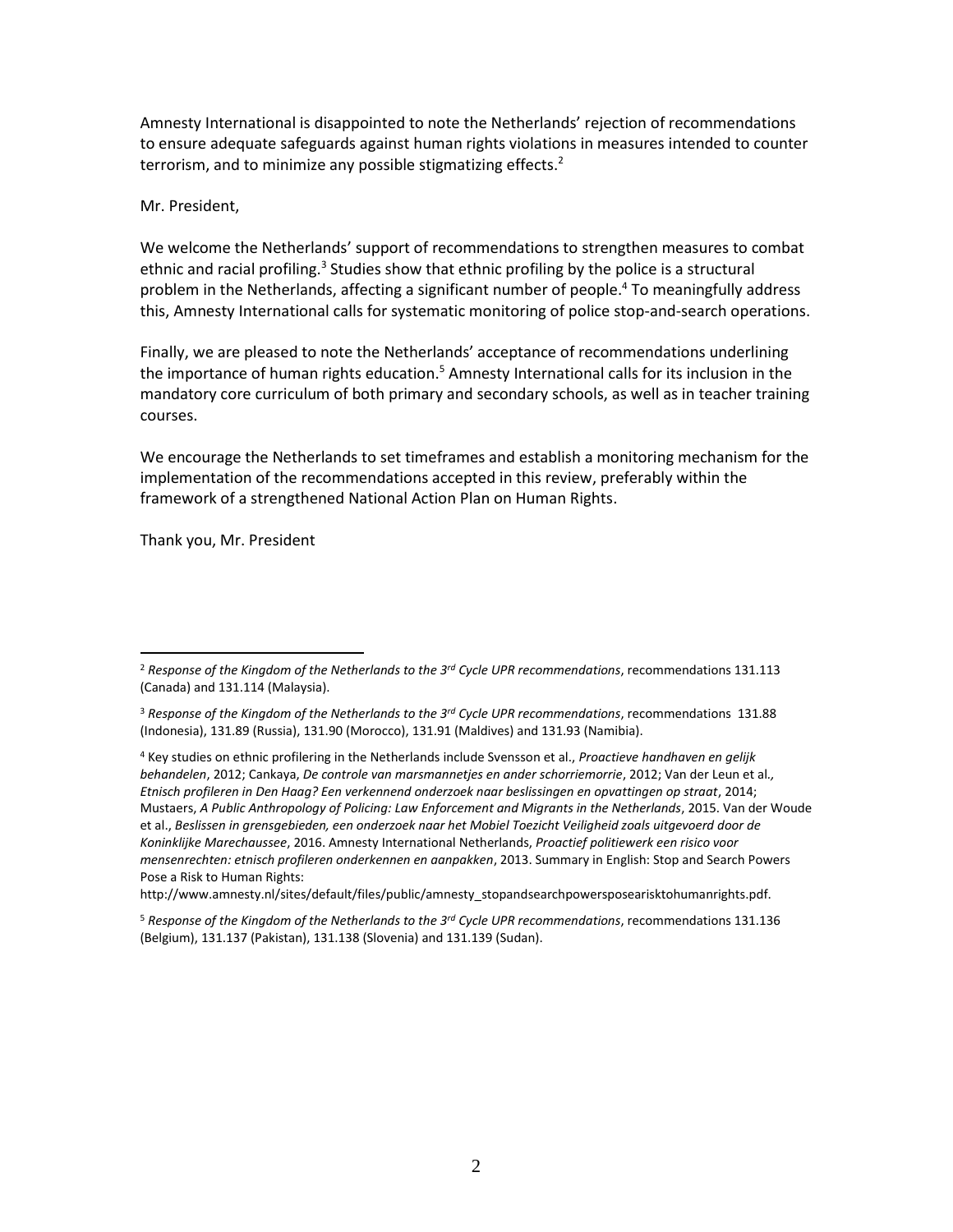Amnesty International is disappointed to note the Netherlands' rejection of recommendations to ensure adequate safeguards against human rights violations in measures intended to counter terrorism, and to minimize any possible stigmatizing effects.[2]

Mr. President,

We welcome the Netherlands' support of recommendations to strengthen measures to combat ethnic and racial profiling.[3] Studies show that ethnic profiling by the police is a structural problem in the Netherlands, affecting a significant number of people.[4] To meaningfully address this, Amnesty International calls for systematic monitoring of police stop-and-search operations.

Finally, we are pleased to note the Netherlands' acceptance of recommendations underlining the importance of human rights education.[5] Amnesty International calls for its inclusion in the mandatory core curriculum of both primary and secondary schools, as well as in teacher training courses.

We encourage the Netherlands to set timeframes and establish a monitoring mechanism for the implementation of the recommendations accepted in this review, preferably within the framework of a strengthened National Action Plan on Human Rights.

Thank you, Mr. President

---

[2] *Response of the Kingdom of the Netherlands to the 3rd Cycle UPR recommendations*, recommendations 131.113 (Canada) and 131.114 (Malaysia).

[3] *Response of the Kingdom of the Netherlands to the 3rd Cycle UPR recommendations*, recommendations 131.88 (Indonesia), 131.89 (Russia), 131.90 (Morocco), 131.91 (Maldives) and 131.93 (Namibia).

[4] Key studies on ethnic profilering in the Netherlands include Svensson et al., *Proactieve handhaven en gelijk behandelen*, 2012; Cankaya, *De controle van marsmannetjes en ander schorriemorrie*, 2012; Van der Leun et al., *Etnisch profileren in Den Haag? Een verkennend onderzoek naar beslissingen en opvattingen op straat*, 2014; Mustaers, *A Public Anthropology of Policing: Law Enforcement and Migrants in the Netherlands*, 2015. Van der Woude et al., *Beslissen in grensgebieden, een onderzoek naar het Mobiel Toezicht Veiligheid zoals uitgevoerd door de Koninklijke Marechaussee*, 2016. Amnesty International Netherlands, *Proactief politiewerk een risico voor mensenrechten: etnisch profileren onderkennen en aanpakken*, 2013. Summary in English: Stop and Search Powers Pose a Risk to Human Rights:
http://www.amnesty.nl/sites/default/files/public/amnesty_stopandsearchpowersposearisktohumanrights.pdf.

[5] *Response of the Kingdom of the Netherlands to the 3rd Cycle UPR recommendations*, recommendations 131.136 (Belgium), 131.137 (Pakistan), 131.138 (Slovenia) and 131.139 (Sudan).